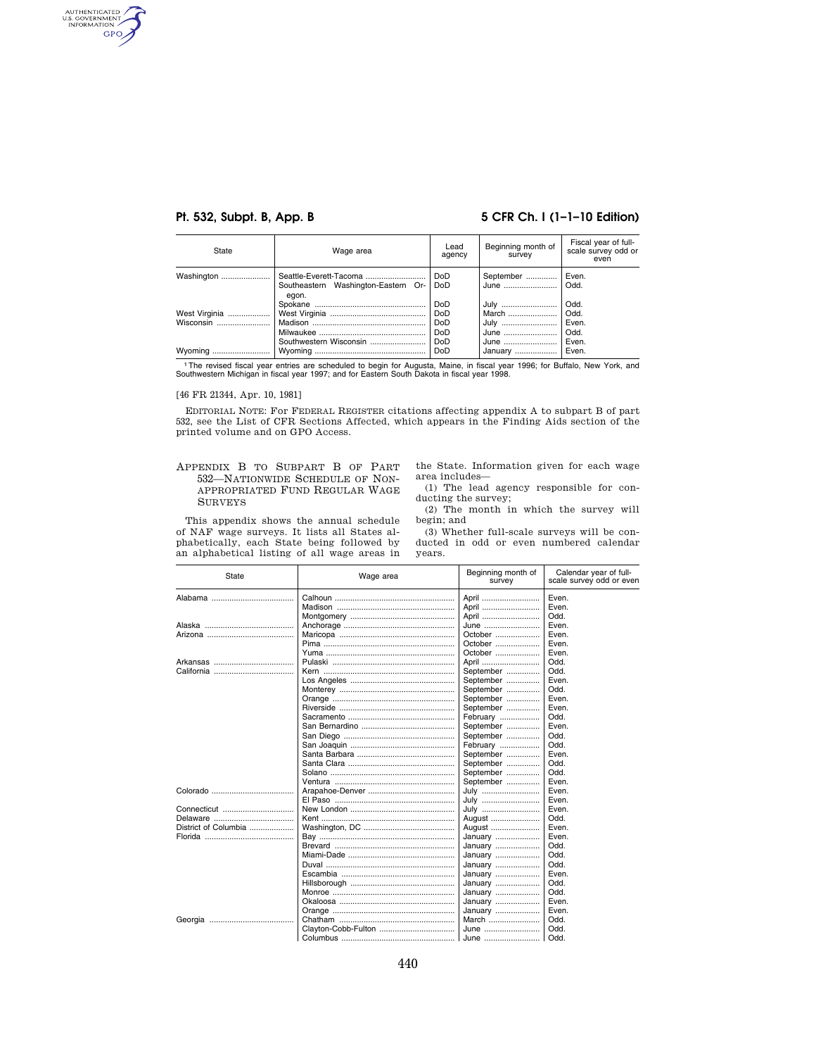| State | Wage area | Lead agency | Beginning month of survey | Fiscal year of full-scale survey odd or even |
| --- | --- | --- | --- | --- |
| Washington | Seattle-Everett-Tacoma | DoD | September | Even. |
| | Southeastern Washington-Eastern Oregon. | DoD | June | Odd. |
| | Spokane | DoD | July | Odd. |
| West Virginia | West Virginia | DoD | March | Odd. |
| Wisconsin | Madison | DoD | July | Even. |
| | Milwaukee | DoD | June | Odd. |
| | Southwestern Wisconsin | DoD | June | Even. |
| Wyoming | Wyoming | DoD | January | Even. |

[1] The revised fiscal year entries are scheduled to begin for Augusta, Maine, in fiscal year 1996; for Buffalo, New York, and Southwestern Michigan in fiscal year 1997; and for Eastern South Dakota in fiscal year 1998.

[46 FR 21344, Apr. 10, 1981]

EDITORIAL NOTE: For FEDERAL REGISTER citations affecting appendix A to subpart B of part 532, see the List of CFR Sections Affected, which appears in the Finding Aids section of the printed volume and on GPO Access.

## APPENDIX B TO SUBPART B OF PART 532—NATIONWIDE SCHEDULE OF NON-APPROPRIATED FUND REGULAR WAGE SURVEYS

This appendix shows the annual schedule of NAF wage surveys. It lists all States alphabetically, each State being followed by an alphabetical listing of all wage areas in the State. Information given for each wage area includes—

(1) The lead agency responsible for conducting the survey;

(2) The month in which the survey will begin; and

(3) Whether full-scale surveys will be conducted in odd or even numbered calendar years.

| State | Wage area | Beginning month of survey | Calendar year of full-scale survey odd or even |
| --- | --- | --- | --- |
| Alabama | Calhoun | April | Even. |
| | Madison | April | Even. |
| | Montgomery | April | Odd. |
| Alaska | Anchorage | June | Even. |
| Arizona | Maricopa | October | Even. |
| | Pima | October | Even. |
| | Yuma | October | Even. |
| Arkansas | Pulaski | April | Odd. |
| California | Kern | September | Odd. |
| | Los Angeles | September | Even. |
| | Monterey | September | Odd. |
| | Orange | September | Even. |
| | Riverside | September | Even. |
| | Sacramento | February | Odd. |
| | San Bernardino | September | Even. |
| | San Diego | September | Odd. |
| | San Joaquin | February | Odd. |
| | Santa Barbara | September | Even. |
| | Santa Clara | September | Odd. |
| | Solano | September | Odd. |
| | Ventura | September | Even. |
| Colorado | Arapahoe-Denver | July | Even. |
| | El Paso | July | Even. |
| Connecticut | New London | July | Even. |
| Delaware | Kent | August | Odd. |
| District of Columbia | Washington, DC | August | Even. |
| Florida | Bay | January | Even. |
| | Brevard | January | Odd. |
| | Miami-Dade | January | Odd. |
| | Duval | January | Odd. |
| | Escambia | January | Even. |
| | Hillsborough | January | Odd. |
| | Monroe | January | Odd. |
| | Okaloosa | January | Even. |
| | Orange | January | Even. |
| Georgia | Chatham | March | Odd. |
| | Clayton-Cobb-Fulton | June | Odd. |
| | Columbus | June | Odd. |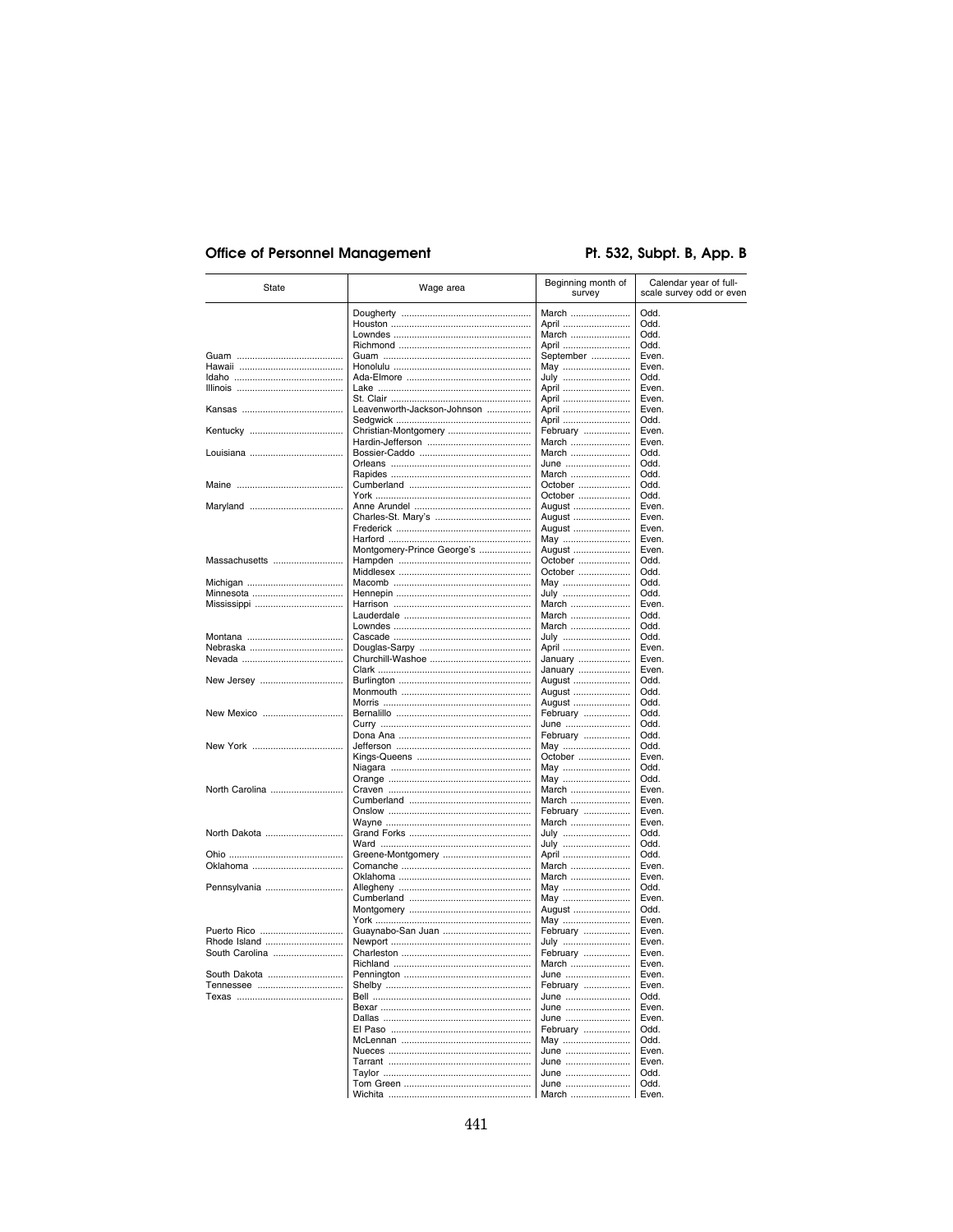| State | Wage area | Beginning month of survey | Calendar year of full-scale survey odd or even |
| --- | --- | --- | --- |
| | Dougherty | March | Odd. |
| | Houston | April | Odd. |
| | Lowndes | March | Odd. |
| | Richmond | April | Odd. |
| Guam | Guam | September | Even. |
| Hawaii | Honolulu | May | Even. |
| Idaho | Ada-Elmore | July | Odd. |
| Illinois | Lake | April | Even. |
| | St. Clair | April | Even. |
| Kansas | Leavenworth-Jackson-Johnson | April | Even. |
| | Sedgwick | April | Odd. |
| Kentucky | Christian-Montgomery | February | Even. |
| | Hardin-Jefferson | March | Even. |
| Louisiana | Bossier-Caddo | March | Odd. |
| | Orleans | June | Odd. |
| | Rapides | March | Odd. |
| Maine | Cumberland | October | Odd. |
| | York | October | Odd. |
| Maryland | Anne Arundel | August | Even. |
| | Charles-St. Mary's | August | Even. |
| | Frederick | August | Even. |
| | Harford | May | Even. |
| | Montgomery-Prince George's | August | Even. |
| Massachusetts | Hampden | October | Odd. |
| | Middlesex | October | Odd. |
| Michigan | Macomb | May | Odd. |
| Minnesota | Hennepin | July | Odd. |
| Mississippi | Harrison | March | Even. |
| | Lauderdale | March | Odd. |
| | Lowndes | March | Odd. |
| Montana | Cascade | July | Odd. |
| Nebraska | Douglas-Sarpy | April | Even. |
| Nevada | Churchill-Washoe | January | Even. |
| | Clark | January | Even. |
| New Jersey | Burlington | August | Odd. |
| | Monmouth | August | Odd. |
| | Morris | August | Odd. |
| New Mexico | Bernalillo | February | Odd. |
| | Curry | June | Odd. |
| | Dona Ana | February | Odd. |
| New York | Jefferson | May | Odd. |
| | Kings-Queens | October | Even. |
| | Niagara | May | Odd. |
| | Orange | May | Odd. |
| North Carolina | Craven | March | Even. |
| | Cumberland | March | Even. |
| | Onslow | February | Even. |
| | Wayne | March | Even. |
| North Dakota | Grand Forks | July | Odd. |
| | Ward | July | Odd. |
| Ohio | Greene-Montgomery | April | Odd. |
| Oklahoma | Comanche | March | Even. |
| | Oklahoma | March | Even. |
| Pennsylvania | Allegheny | May | Odd. |
| | Cumberland | May | Even. |
| | Montgomery | August | Odd. |
| | York | May | Even. |
| Puerto Rico | Guaynabo-San Juan | February | Even. |
| Rhode Island | Newport | July | Even. |
| South Carolina | Charleston | February | Even. |
| | Richland | March | Even. |
| South Dakota | Pennington | June | Even. |
| Tennessee | Shelby | February | Even. |
| Texas | Bell | June | Odd. |
| | Bexar | June | Even. |
| | Dallas | June | Even. |
| | El Paso | February | Odd. |
| | McLennan | May | Odd. |
| | Nueces | June | Even. |
| | Tarrant | June | Even. |
| | Taylor | June | Odd. |
| | Tom Green | June | Odd. |
| | Wichita | March | Even. |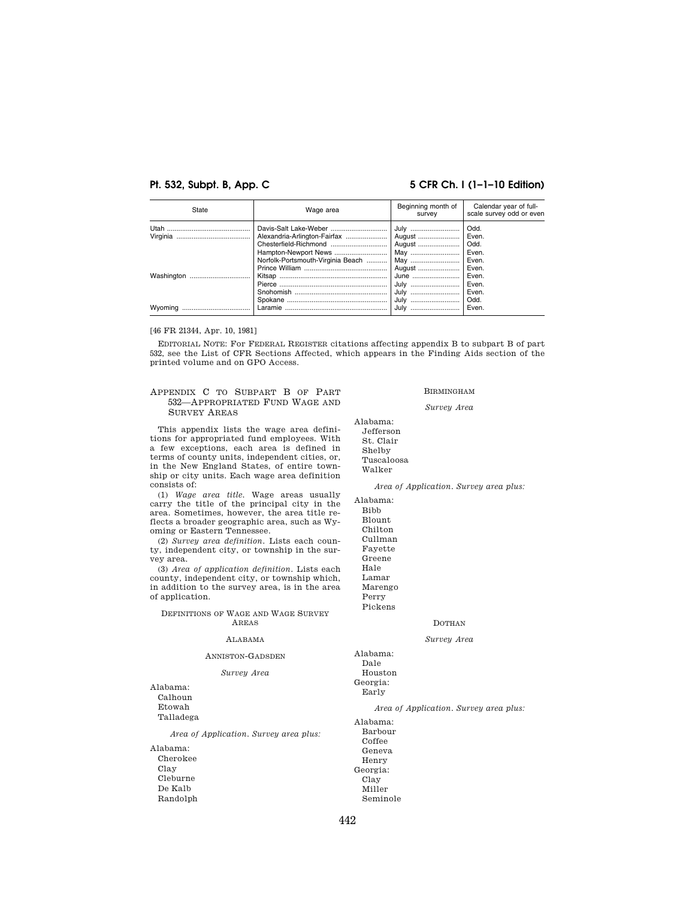| State | Wage area | Beginning month of survey | Calendar year of full-scale survey odd or even |
| --- | --- | --- | --- |
| Utah | Davis-Salt Lake-Weber | July | Odd. |
| Virginia | Alexandria-Arlington-Fairfax | August | Even. |
| | Chesterfield-Richmond | August | Odd. |
| | Hampton-Newport News | May | Even. |
| | Norfolk-Portsmouth-Virginia Beach | May | Even. |
| | Prince William | August | Even. |
| Washington | Kitsap | June | Even. |
| | Pierce | July | Even. |
| | Snohomish | July | Even. |
| | Spokane | July | Odd. |
| Wyoming | Laramie | July | Even. |

[46 FR 21344, Apr. 10, 1981]

EDITORIAL NOTE: For FEDERAL REGISTER citations affecting appendix B to subpart B of part 532, see the List of CFR Sections Affected, which appears in the Finding Aids section of the printed volume and on GPO Access.

## APPENDIX C TO SUBPART B OF PART 532—APPROPRIATED FUND WAGE AND SURVEY AREAS

This appendix lists the wage area definitions for appropriated fund employees. With a few exceptions, each area is defined in terms of county units, independent cities, or, in the New England States, of entire township or city units. Each wage area definition consists of:

(1) *Wage area title.* Wage areas usually carry the title of the principal city in the area. Sometimes, however, the area title reflects a broader geographic area, such as Wyoming or Eastern Tennessee.

(2) *Survey area definition.* Lists each county, independent city, or township in the survey area.

(3) *Area of application definition.* Lists each county, independent city, or township which, in addition to the survey area, is in the area of application.

### DEFINITIONS OF WAGE AND WAGE SURVEY AREAS

### ALABAMA

#### ANNISTON-GADSDEN

*Survey Area*

Alabama:
- Calhoun
- Etowah
- Talladega

*Area of Application. Survey area plus:*

Alabama:
- Cherokee
- Clay
- Cleburne
- De Kalb
- Randolph

#### BIRMINGHAM

*Survey Area*

Alabama:
- Jefferson
- St. Clair
- Shelby
- Tuscaloosa
- Walker

*Area of Application. Survey area plus:*

Alabama:
- Bibb
- Blount
- Chilton
- Cullman
- Fayette
- Greene
- Hale
- Lamar
- Marengo
- Perry
- Pickens

#### DOTHAN

*Survey Area*

Alabama:
- Dale
- Houston

Georgia:
- Early

*Area of Application. Survey area plus:*

Alabama:
- Barbour
- Coffee
- Geneva
- Henry

Georgia:
- Clay
- Miller
- Seminole